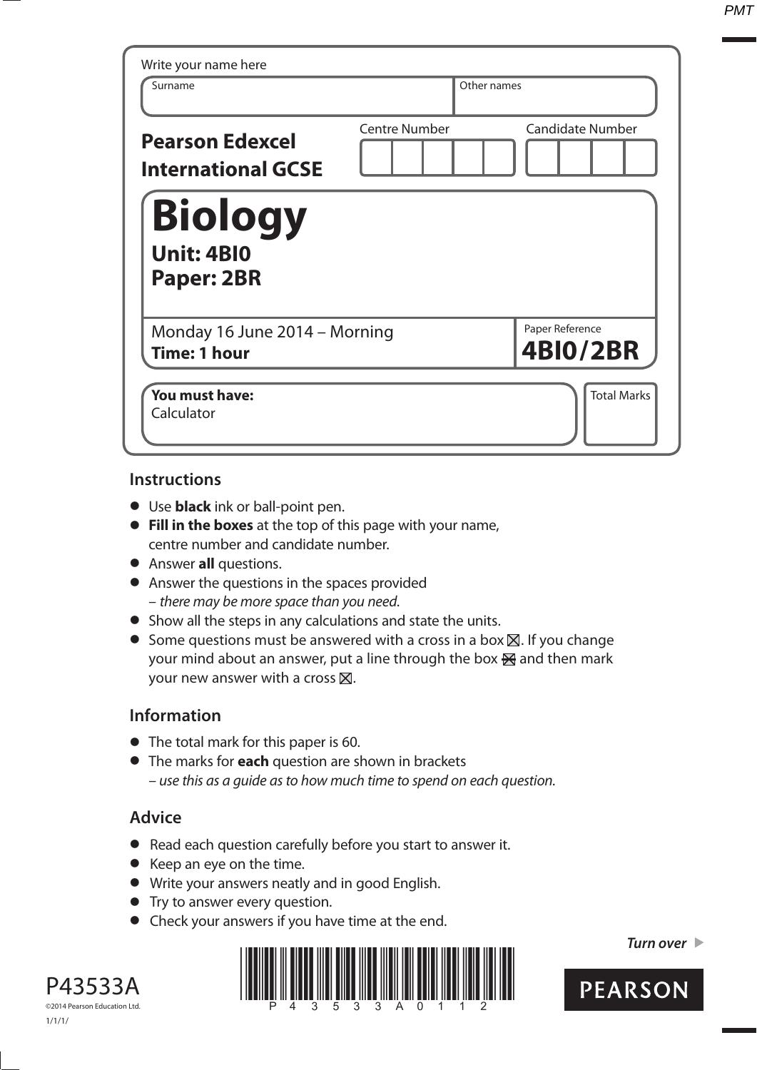Write your name here

Surname | Other names

**Pearson Edexcel International GCSE**

Centre Number | Candidate Number

# Biology

## Unit: 4BI0
## Paper: 2BR

Monday 16 June 2014 – Morning
**Time: 1 hour**

Paper Reference
**4BI0/2BR**

**You must have:**
Calculator

Total Marks

## Instructions

- Use **black** ink or ball-point pen.
- **Fill in the boxes** at the top of this page with your name, centre number and candidate number.
- Answer **all** questions.
- Answer the questions in the spaces provided
  – *there may be more space than you need.*
- Show all the steps in any calculations and state the units.
- Some questions must be answered with a cross in a box ☒. If you change your mind about an answer, put a line through the box ☒ and then mark your new answer with a cross ☒.

## Information

- The total mark for this paper is 60.
- The marks for **each** question are shown in brackets
  – *use this as a guide as to how much time to spend on each question.*

## Advice

- Read each question carefully before you start to answer it.
- Keep an eye on the time.
- Write your answers neatly and in good English.
- Try to answer every question.
- Check your answers if you have time at the end.

*Turn over* ▶

P43533A

©2014 Pearson Education Ltd.

1/1/1/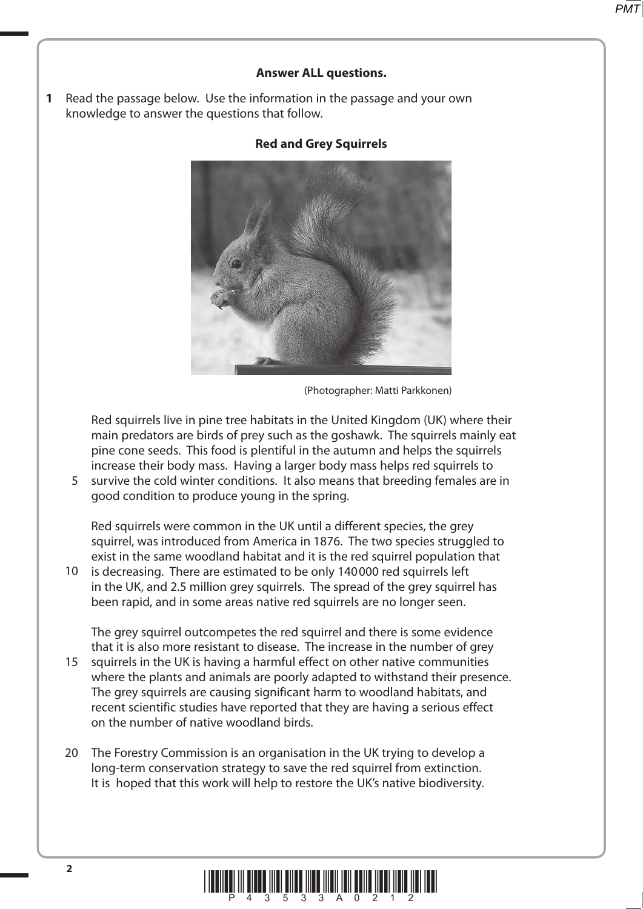**Answer ALL questions.**

**1** Read the passage below. Use the information in the passage and your own knowledge to answer the questions that follow.

**Red and Grey Squirrels**

(Photographer: Matti Parkkonen)

Red squirrels live in pine tree habitats in the United Kingdom (UK) where their main predators are birds of prey such as the goshawk. The squirrels mainly eat pine cone seeds. This food is plentiful in the autumn and helps the squirrels increase their body mass. Having a larger body mass helps red squirrels to survive the cold winter conditions. It also means that breeding females are in good condition to produce young in the spring.

Red squirrels were common in the UK until a different species, the grey squirrel, was introduced from America in 1876. The two species struggled to exist in the same woodland habitat and it is the red squirrel population that is decreasing. There are estimated to be only 140 000 red squirrels left in the UK, and 2.5 million grey squirrels. The spread of the grey squirrel has been rapid, and in some areas native red squirrels are no longer seen.

The grey squirrel outcompetes the red squirrel and there is some evidence that it is also more resistant to disease. The increase in the number of grey squirrels in the UK is having a harmful effect on other native communities where the plants and animals are poorly adapted to withstand their presence. The grey squirrels are causing significant harm to woodland habitats, and recent scientific studies have reported that they are having a serious effect on the number of native woodland birds.

The Forestry Commission is an organisation in the UK trying to develop a long-term conservation strategy to save the red squirrel from extinction. It is hoped that this work will help to restore the UK's native biodiversity.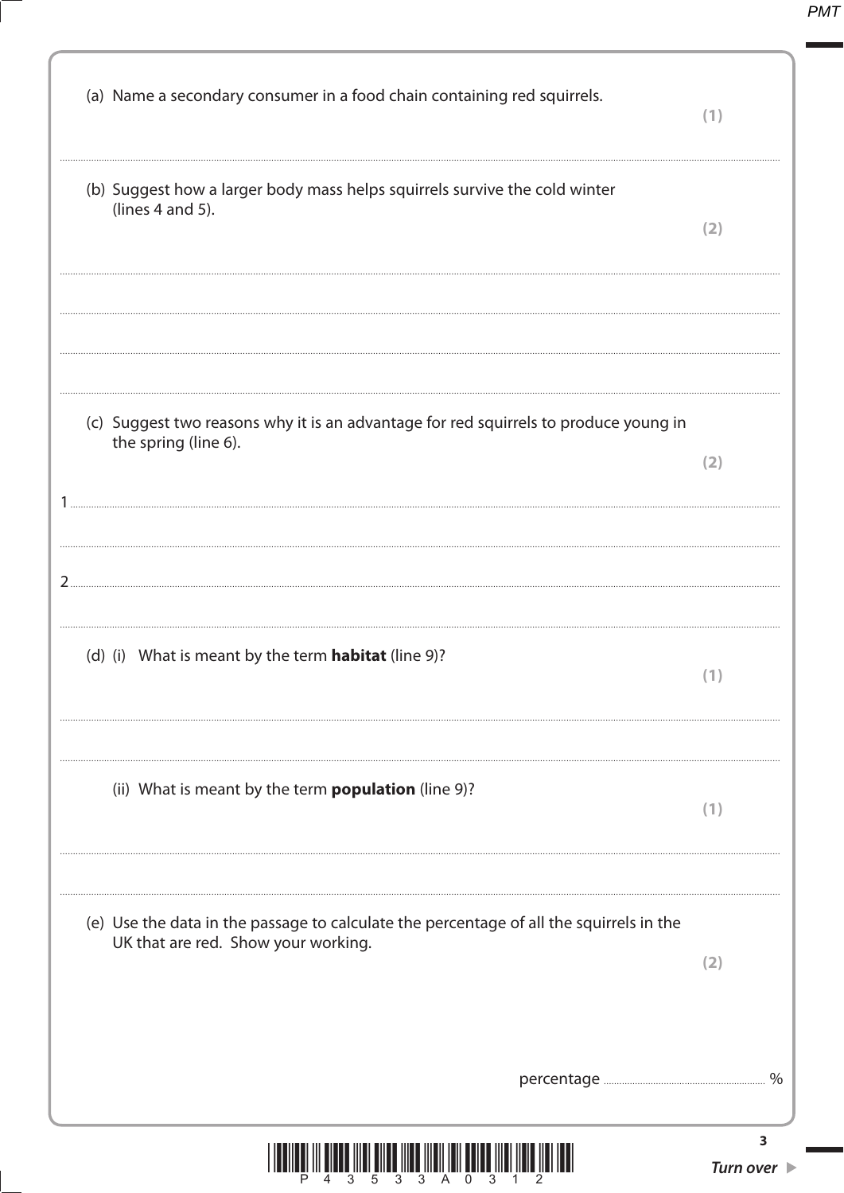(a) Name a secondary consumer in a food chain containing red squirrels. **(1)**

..............................................................................................................................................

(b) Suggest how a larger body mass helps squirrels survive the cold winter (lines 4 and 5). **(2)**

..............................................................................................................................................

..............................................................................................................................................

..............................................................................................................................................

..............................................................................................................................................

(c) Suggest two reasons why it is an advantage for red squirrels to produce young in the spring (line 6). **(2)**

1 ............................................................................................................................................

..............................................................................................................................................

2 ............................................................................................................................................

..............................................................................................................................................

(d) (i) What is meant by the term **habitat** (line 9)? **(1)**

..............................................................................................................................................

..............................................................................................................................................

(ii) What is meant by the term **population** (line 9)? **(1)**

..............................................................................................................................................

..............................................................................................................................................

(e) Use the data in the passage to calculate the percentage of all the squirrels in the UK that are red. Show your working. **(2)**

percentage .............................................. %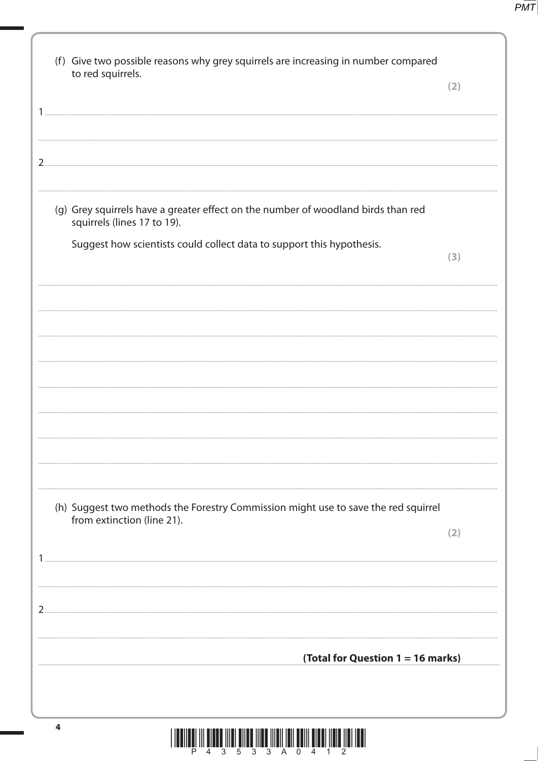(f) Give two possible reasons why grey squirrels are increasing in number compared to red squirrels.

**(2)**

1 ..............................................................................................................................................

..............................................................................................................................................

2 ..............................................................................................................................................

..............................................................................................................................................

(g) Grey squirrels have a greater effect on the number of woodland birds than red squirrels (lines 17 to 19).

Suggest how scientists could collect data to support this hypothesis.

**(3)**

..............................................................................................................................................

..............................................................................................................................................

..............................................................................................................................................

..............................................................................................................................................

..............................................................................................................................................

..............................................................................................................................................

..............................................................................................................................................

..............................................................................................................................................

(h) Suggest two methods the Forestry Commission might use to save the red squirrel from extinction (line 21).

**(2)**

1 ..............................................................................................................................................

..............................................................................................................................................

2 ..............................................................................................................................................

..............................................................................................................................................

**(Total for Question 1 = 16 marks)**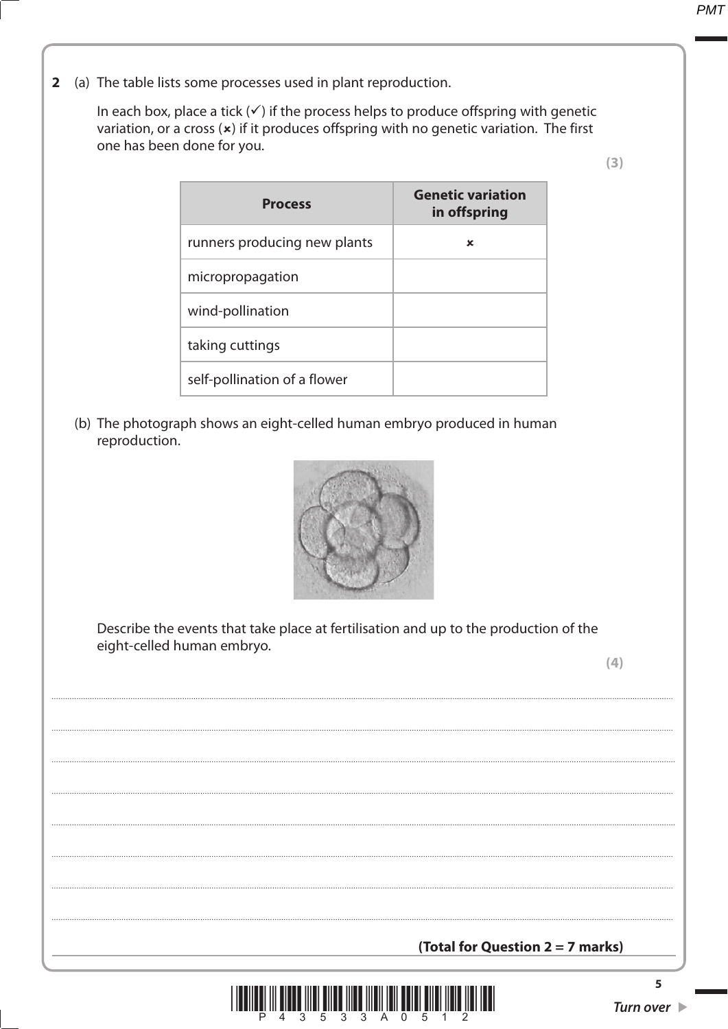**2** (a) The table lists some processes used in plant reproduction.

In each box, place a tick (✓) if the process helps to produce offspring with genetic variation, or a cross (✗) if it produces offspring with no genetic variation. The first one has been done for you.

**(3)**

| Process | Genetic variation in offspring |
|---|---|
| runners producing new plants | ✗ |
| micropropagation | |
| wind-pollination | |
| taking cuttings | |
| self-pollination of a flower | |

(b) The photograph shows an eight-celled human embryo produced in human reproduction.

Describe the events that take place at fertilisation and up to the production of the eight-celled human embryo.

**(4)**

..............................................................................................................................................

..............................................................................................................................................

..............................................................................................................................................

..............................................................................................................................................

..............................................................................................................................................

..............................................................................................................................................

..............................................................................................................................................

..............................................................................................................................................

**(Total for Question 2 = 7 marks)**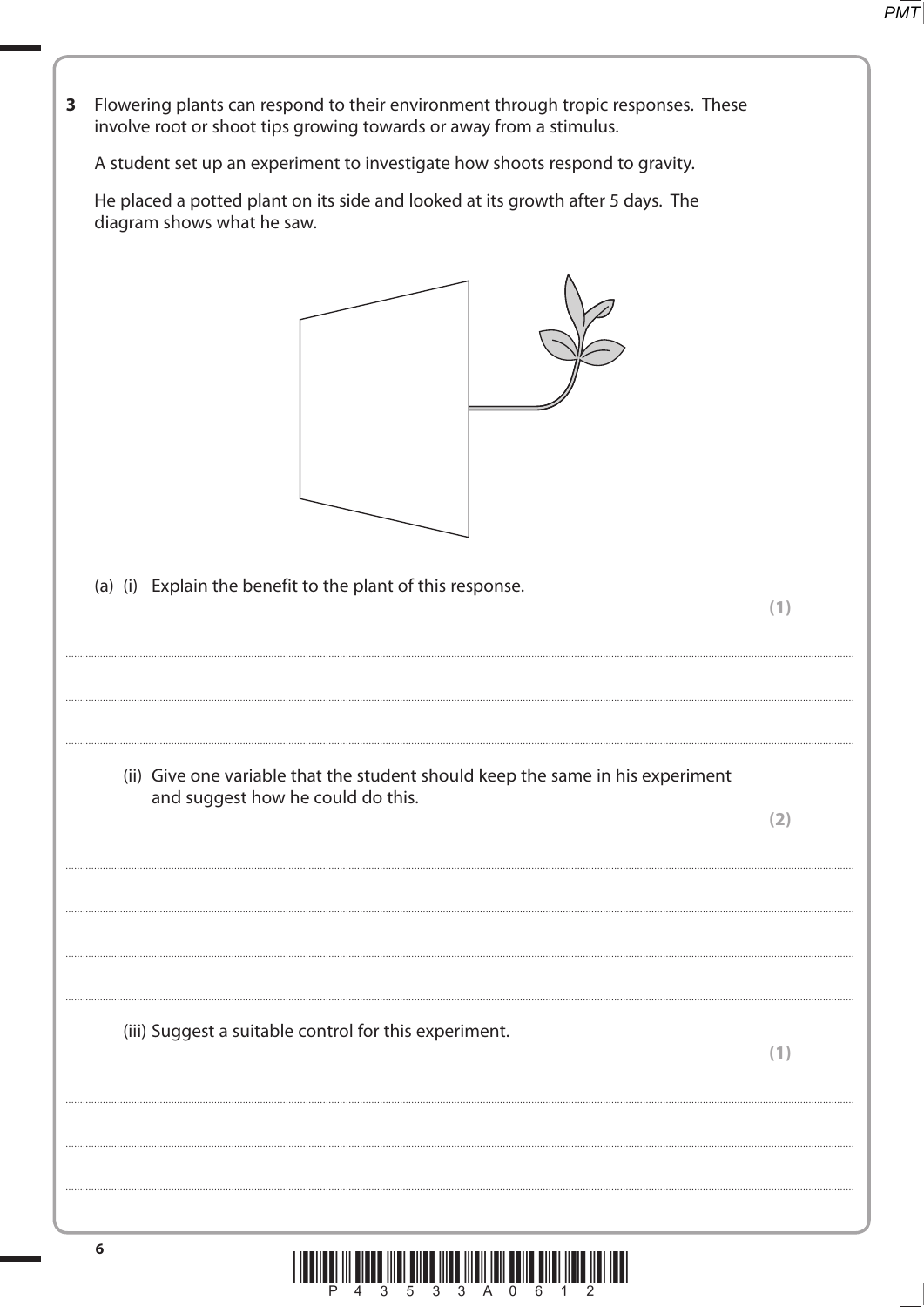**3** Flowering plants can respond to their environment through tropic responses. These involve root or shoot tips growing towards or away from a stimulus.

A student set up an experiment to investigate how shoots respond to gravity.

He placed a potted plant on its side and looked at its growth after 5 days. The diagram shows what he saw.

(a) (i) Explain the benefit to the plant of this response.

**(1)**

..............................................................................................................................................

..............................................................................................................................................

..............................................................................................................................................

(ii) Give one variable that the student should keep the same in his experiment and suggest how he could do this.

**(2)**

..............................................................................................................................................

..............................................................................................................................................

..............................................................................................................................................

..............................................................................................................................................

(iii) Suggest a suitable control for this experiment.

**(1)**

..............................................................................................................................................

..............................................................................................................................................

..............................................................................................................................................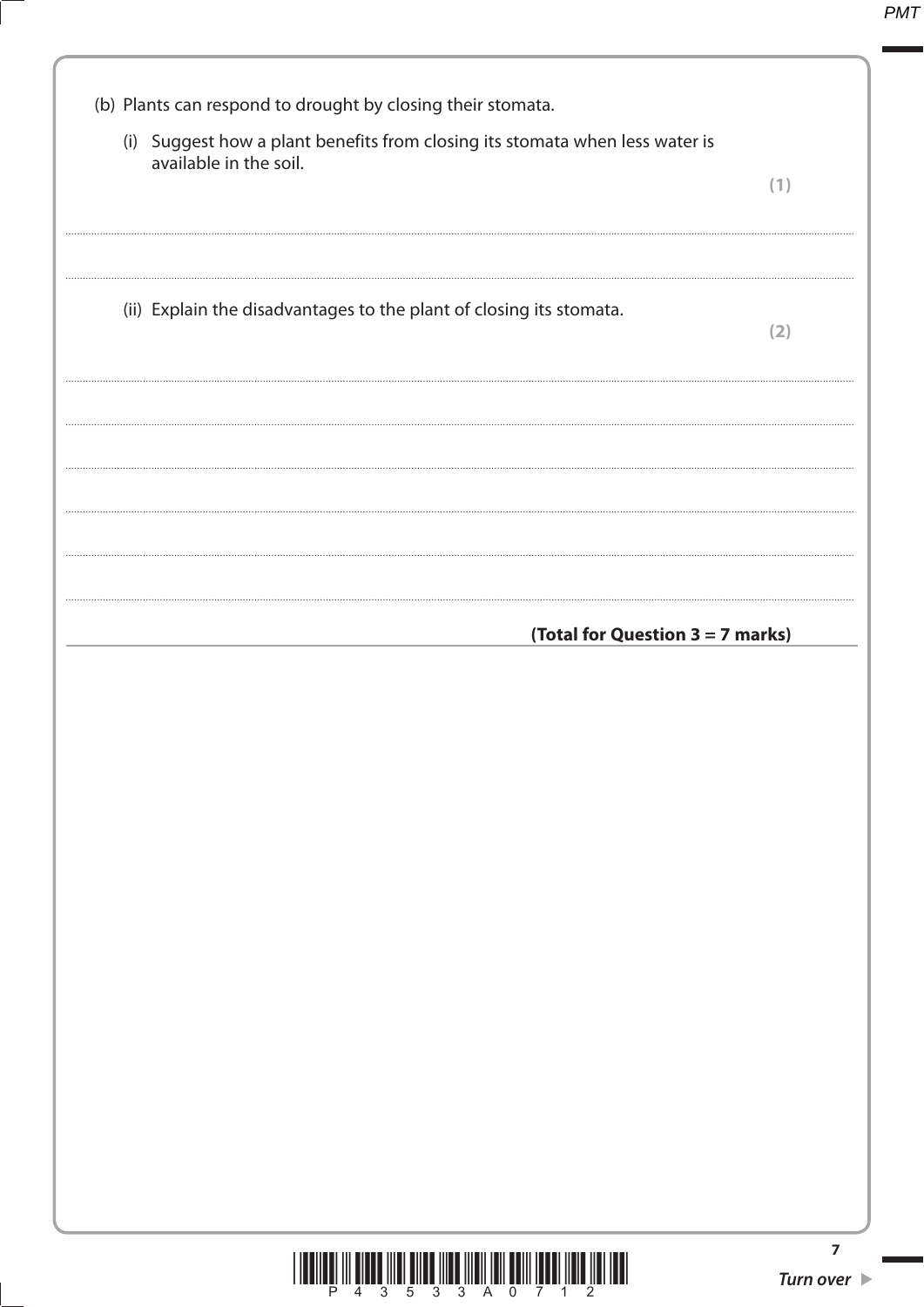(b) Plants can respond to drought by closing their stomata.

(i) Suggest how a plant benefits from closing its stomata when less water is available in the soil.

**(1)**

..............................................................................................................................................

..............................................................................................................................................

(ii) Explain the disadvantages to the plant of closing its stomata.

**(2)**

..............................................................................................................................................

..............................................................................................................................................

..............................................................................................................................................

..............................................................................................................................................

..............................................................................................................................................

..............................................................................................................................................

**(Total for Question 3 = 7 marks)**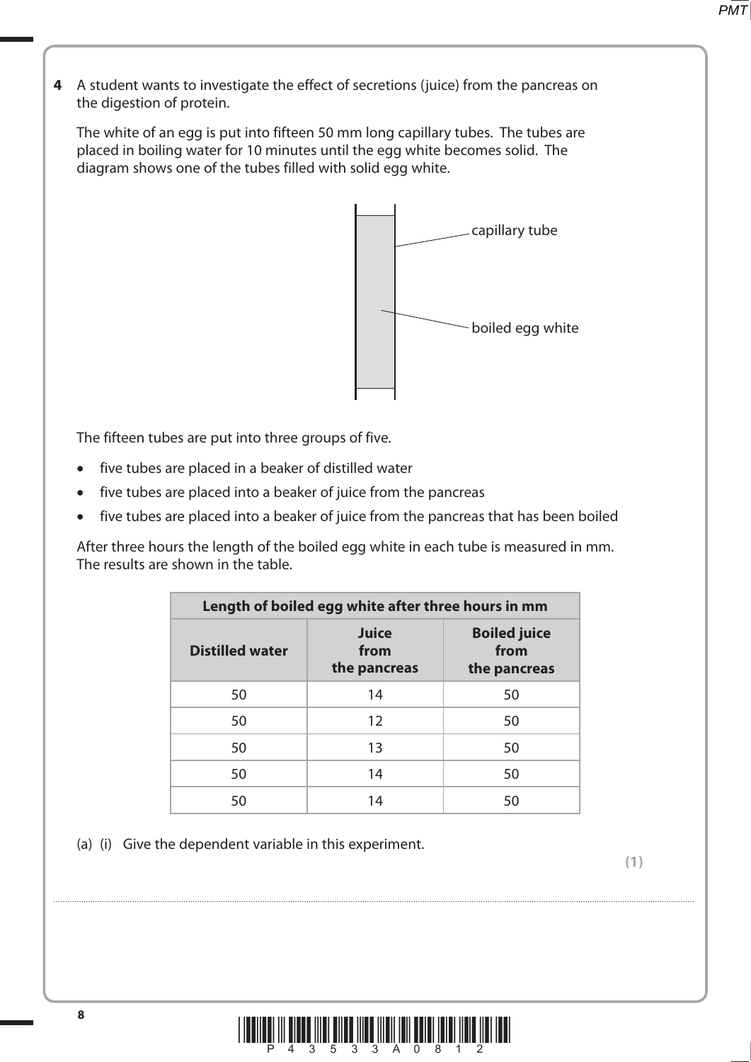**4** A student wants to investigate the effect of secretions (juice) from the pancreas on the digestion of protein.

The white of an egg is put into fifteen 50 mm long capillary tubes. The tubes are placed in boiling water for 10 minutes until the egg white becomes solid. The diagram shows one of the tubes filled with solid egg white.

capillary tube

boiled egg white

The fifteen tubes are put into three groups of five.

- five tubes are placed in a beaker of distilled water
- five tubes are placed into a beaker of juice from the pancreas
- five tubes are placed into a beaker of juice from the pancreas that has been boiled

After three hours the length of the boiled egg white in each tube is measured in mm. The results are shown in the table.

| **Length of boiled egg white after three hours in mm** | | |
|---|---|---|
| **Distilled water** | **Juice from the pancreas** | **Boiled juice from the pancreas** |
| 50 | 14 | 50 |
| 50 | 12 | 50 |
| 50 | 13 | 50 |
| 50 | 14 | 50 |
| 50 | 14 | 50 |

(a) (i) Give the dependent variable in this experiment.

**(1)**

..........................................................................................................................................................................................................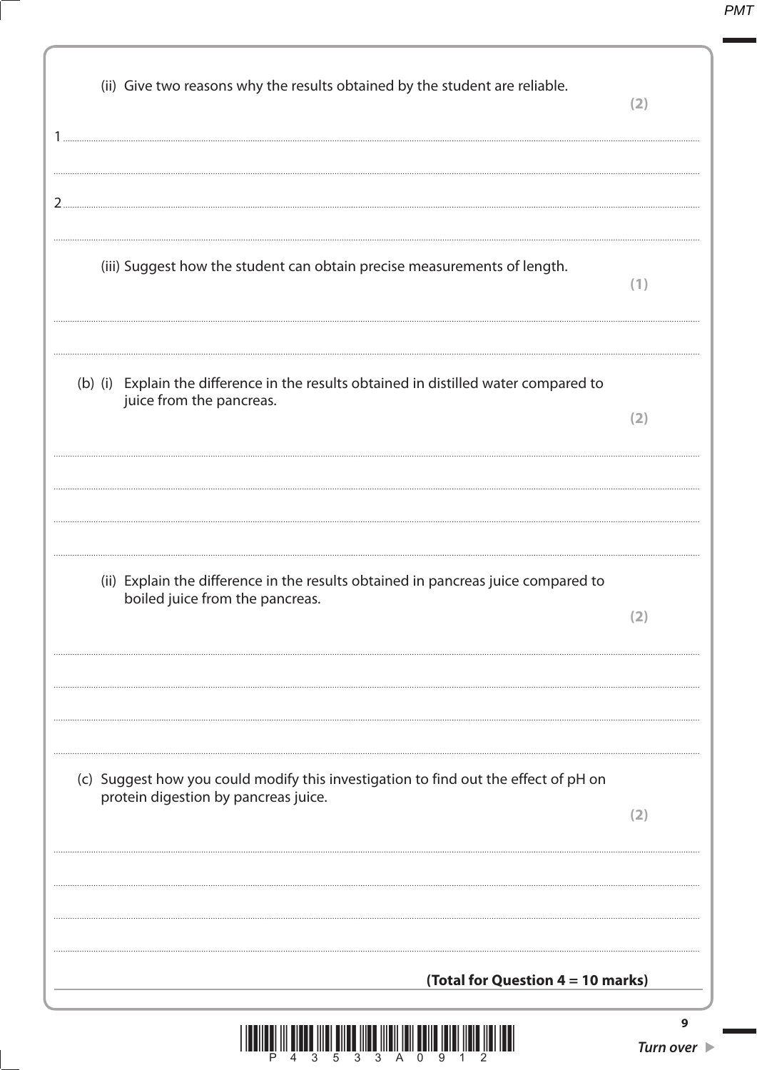(ii) Give two reasons why the results obtained by the student are reliable. **(2)**

1 ..........................................................................................................................................................................................

..........................................................................................................................................................................................

2 ..........................................................................................................................................................................................

..........................................................................................................................................................................................

(iii) Suggest how the student can obtain precise measurements of length. **(1)**

..........................................................................................................................................................................................

..........................................................................................................................................................................................

(b) (i) Explain the difference in the results obtained in distilled water compared to juice from the pancreas. **(2)**

..........................................................................................................................................................................................

..........................................................................................................................................................................................

..........................................................................................................................................................................................

..........................................................................................................................................................................................

(ii) Explain the difference in the results obtained in pancreas juice compared to boiled juice from the pancreas. **(2)**

..........................................................................................................................................................................................

..........................................................................................................................................................................................

..........................................................................................................................................................................................

..........................................................................................................................................................................................

(c) Suggest how you could modify this investigation to find out the effect of pH on protein digestion by pancreas juice. **(2)**

..........................................................................................................................................................................................

..........................................................................................................................................................................................

..........................................................................................................................................................................................

..........................................................................................................................................................................................

**(Total for Question 4 = 10 marks)**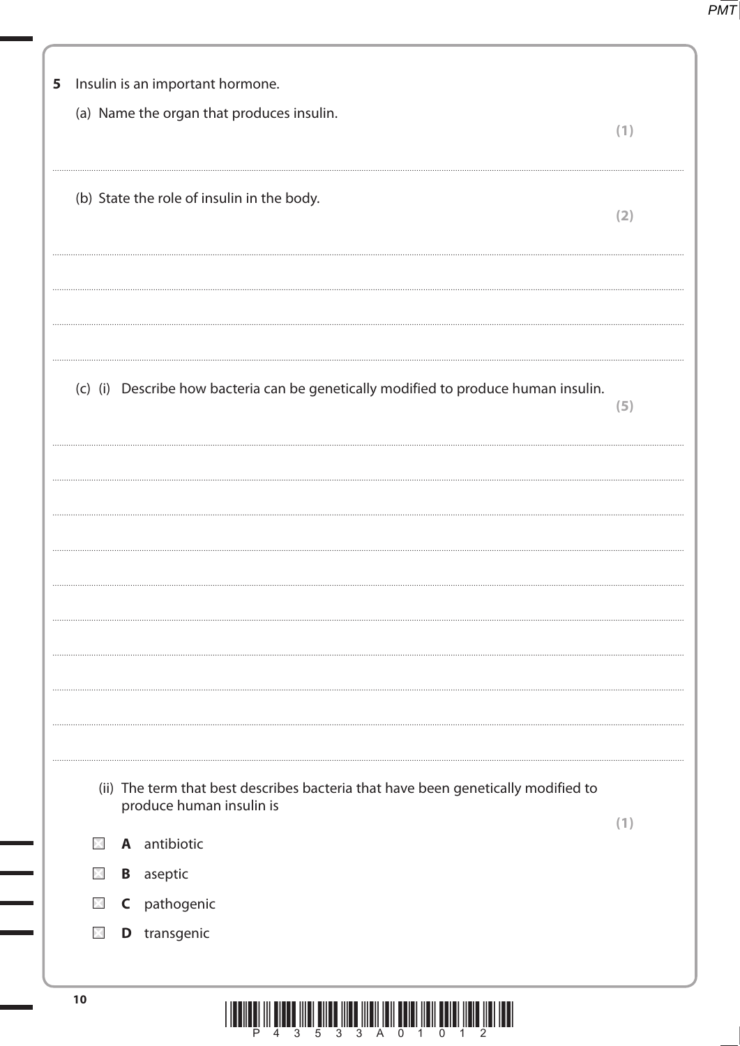**5** Insulin is an important hormone.

(a) Name the organ that produces insulin. **(1)**

..............................................................................................................................................

(b) State the role of insulin in the body. **(2)**

..............................................................................................................................................

..............................................................................................................................................

..............................................................................................................................................

(c) (i) Describe how bacteria can be genetically modified to produce human insulin. **(5)**

..............................................................................................................................................

..............................................................................................................................................

..............................................................................................................................................

..............................................................................................................................................

..............................................................................................................................................

..............................................................................................................................................

..............................................................................................................................................

..............................................................................................................................................

..............................................................................................................................................

(ii) The term that best describes bacteria that have been genetically modified to produce human insulin is **(1)**

☒ **A** antibiotic

☒ **B** aseptic

☒ **C** pathogenic

☒ **D** transgenic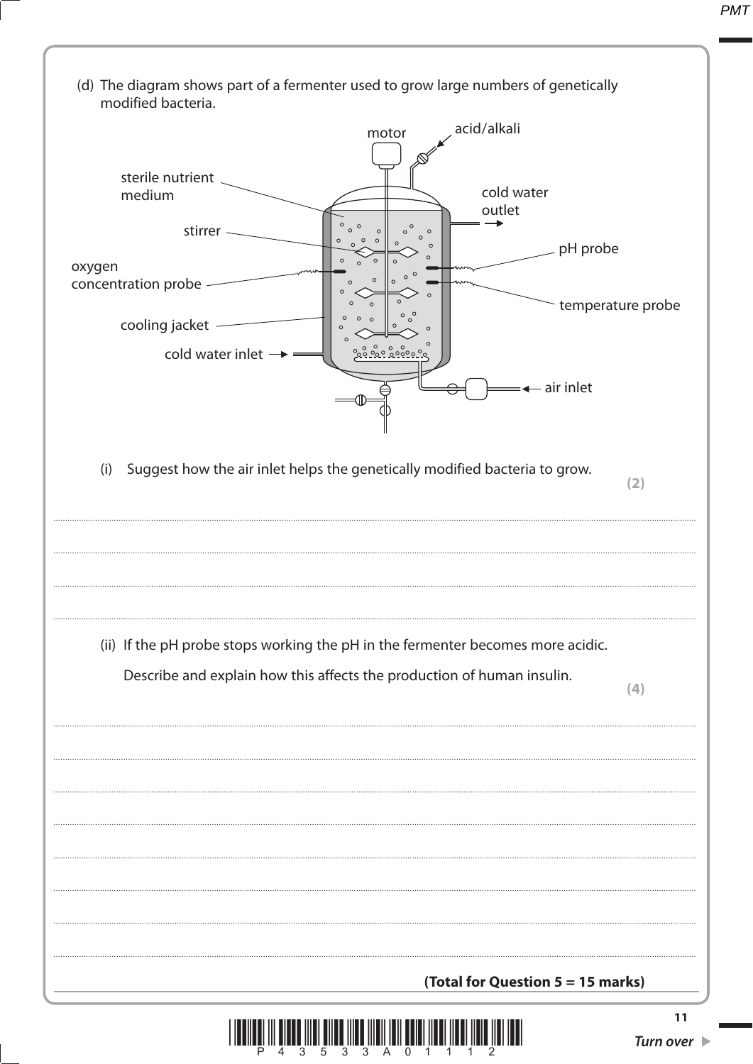(d) The diagram shows part of a fermenter used to grow large numbers of genetically modified bacteria.

motor
acid/alkali
sterile nutrient medium
cold water outlet
stirrer
pH probe
oxygen concentration probe
temperature probe
cooling jacket
cold water inlet
air inlet

(i) Suggest how the air inlet helps the genetically modified bacteria to grow. **(2)**

.......................................................................................................................................................................................

.......................................................................................................................................................................................

.......................................................................................................................................................................................

.......................................................................................................................................................................................

(ii) If the pH probe stops working the pH in the fermenter becomes more acidic.

Describe and explain how this affects the production of human insulin. **(4)**

.......................................................................................................................................................................................

.......................................................................................................................................................................................

.......................................................................................................................................................................................

.......................................................................................................................................................................................

.......................................................................................................................................................................................

.......................................................................................................................................................................................

.......................................................................................................................................................................................

.......................................................................................................................................................................................

**(Total for Question 5 = 15 marks)**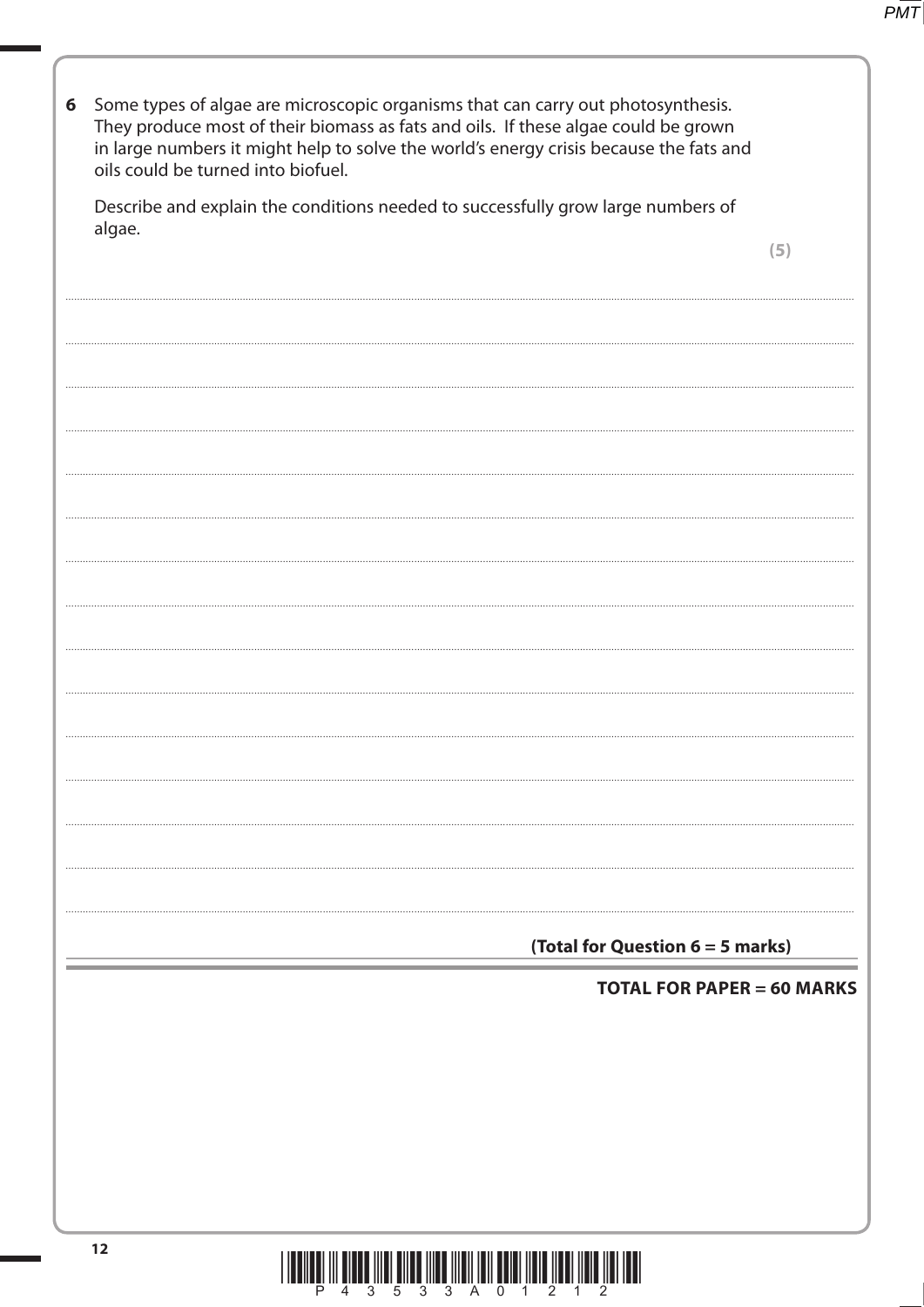**6** Some types of algae are microscopic organisms that can carry out photosynthesis. They produce most of their biomass as fats and oils. If these algae could be grown in large numbers it might help to solve the world's energy crisis because the fats and oils could be turned into biofuel.

Describe and explain the conditions needed to successfully grow large numbers of algae.

**(5)**

..............................................................................................................................................

..............................................................................................................................................

..............................................................................................................................................

..............................................................................................................................................

..............................................................................................................................................

..............................................................................................................................................

..............................................................................................................................................

..............................................................................................................................................

..............................................................................................................................................

..............................................................................................................................................

..............................................................................................................................................

..............................................................................................................................................

..............................................................................................................................................

..............................................................................................................................................

..............................................................................................................................................

**(Total for Question 6 = 5 marks)**

**TOTAL FOR PAPER = 60 MARKS**